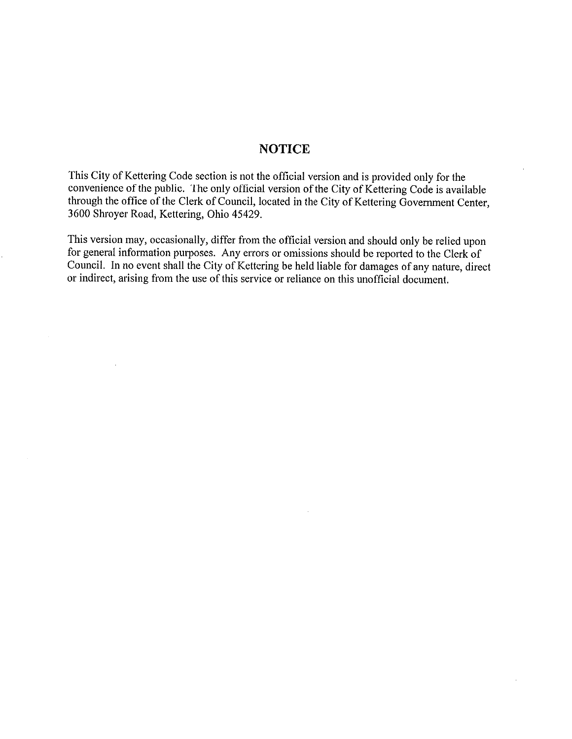# NOTICE

This City of Kettering Code section is not the official version and is provided only for the convenience of the public. The only official version of the City of Kettering Code is available through the office of the Clerk of Council, located in the City of Kettering Government Center, 3600 Shroyer Road, Kettering, Ohio 45429.

This version may, occasionally, differ from the official version and should only be relied upon for general information purposes. Any errors or omissions should be reported to the Clerk of Council. In no event shall the City of Kettering be held liable for damages of any nature, direct or indirect, arising from the use of this service or reliance on this unofficial document.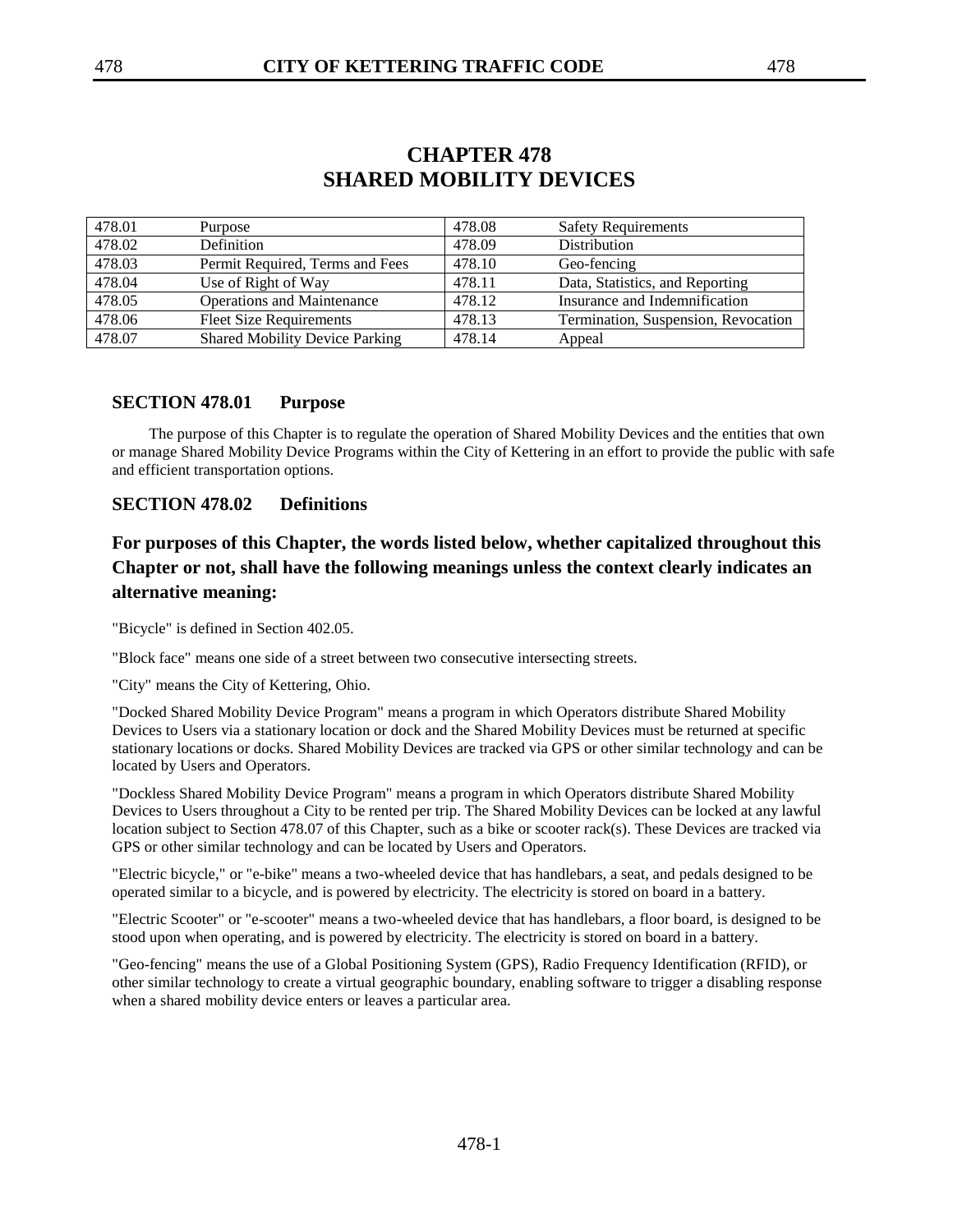# CHAPTER 478
# SHARED MOBILITY DEVICES

| | | | |
|---|---|---|---|
| 478.01 | Purpose | 478.08 | Safety Requirements |
| 478.02 | Definition | 478.09 | Distribution |
| 478.03 | Permit Required, Terms and Fees | 478.10 | Geo-fencing |
| 478.04 | Use of Right of Way | 478.11 | Data, Statistics, and Reporting |
| 478.05 | Operations and Maintenance | 478.12 | Insurance and Indemnification |
| 478.06 | Fleet Size Requirements | 478.13 | Termination, Suspension, Revocation |
| 478.07 | Shared Mobility Device Parking | 478.14 | Appeal |

### SECTION 478.01 Purpose

The purpose of this Chapter is to regulate the operation of Shared Mobility Devices and the entities that own or manage Shared Mobility Device Programs within the City of Kettering in an effort to provide the public with safe and efficient transportation options.

### SECTION 478.02 Definitions

**For purposes of this Chapter, the words listed below, whether capitalized throughout this Chapter or not, shall have the following meanings unless the context clearly indicates an alternative meaning:**

"Bicycle" is defined in Section 402.05.

"Block face" means one side of a street between two consecutive intersecting streets.

"City" means the City of Kettering, Ohio.

"Docked Shared Mobility Device Program" means a program in which Operators distribute Shared Mobility Devices to Users via a stationary location or dock and the Shared Mobility Devices must be returned at specific stationary locations or docks. Shared Mobility Devices are tracked via GPS or other similar technology and can be located by Users and Operators.

"Dockless Shared Mobility Device Program" means a program in which Operators distribute Shared Mobility Devices to Users throughout a City to be rented per trip. The Shared Mobility Devices can be locked at any lawful location subject to Section 478.07 of this Chapter, such as a bike or scooter rack(s). These Devices are tracked via GPS or other similar technology and can be located by Users and Operators.

"Electric bicycle," or "e-bike" means a two-wheeled device that has handlebars, a seat, and pedals designed to be operated similar to a bicycle, and is powered by electricity. The electricity is stored on board in a battery.

"Electric Scooter" or "e-scooter" means a two-wheeled device that has handlebars, a floor board, is designed to be stood upon when operating, and is powered by electricity. The electricity is stored on board in a battery.

"Geo-fencing" means the use of a Global Positioning System (GPS), Radio Frequency Identification (RFID), or other similar technology to create a virtual geographic boundary, enabling software to trigger a disabling response when a shared mobility device enters or leaves a particular area.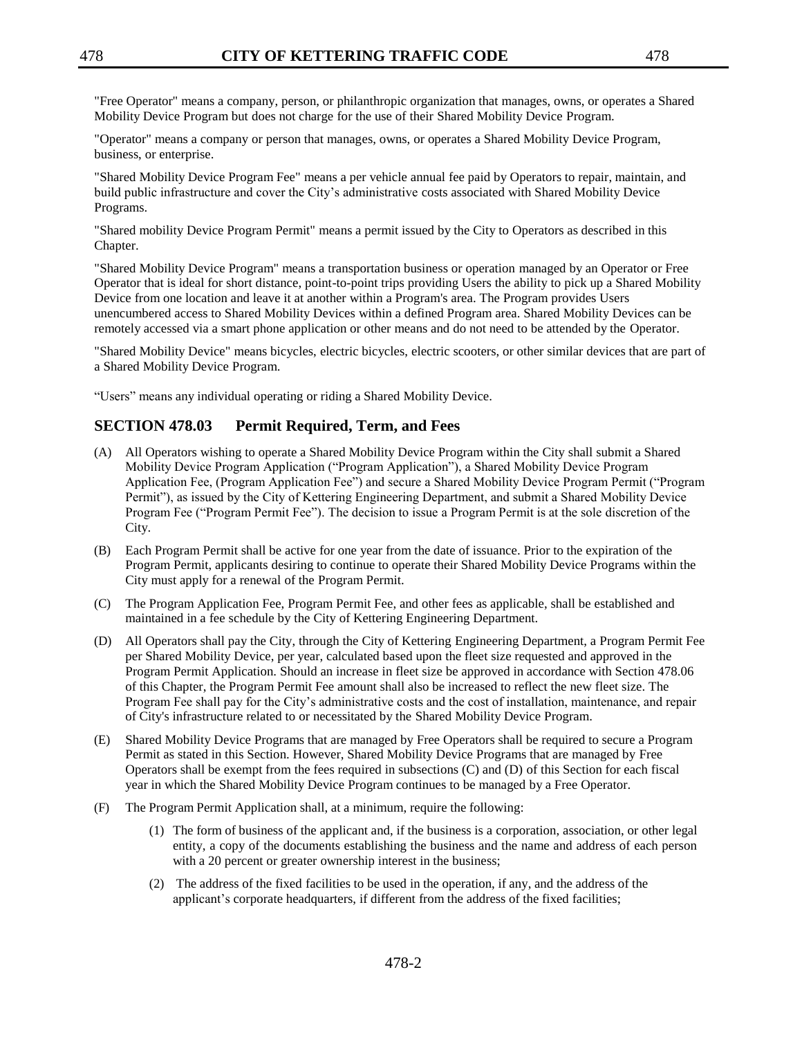"Free Operator" means a company, person, or philanthropic organization that manages, owns, or operates a Shared Mobility Device Program but does not charge for the use of their Shared Mobility Device Program.

"Operator" means a company or person that manages, owns, or operates a Shared Mobility Device Program, business, or enterprise.

"Shared Mobility Device Program Fee" means a per vehicle annual fee paid by Operators to repair, maintain, and build public infrastructure and cover the City's administrative costs associated with Shared Mobility Device Programs.

"Shared mobility Device Program Permit" means a permit issued by the City to Operators as described in this Chapter.

"Shared Mobility Device Program" means a transportation business or operation managed by an Operator or Free Operator that is ideal for short distance, point-to-point trips providing Users the ability to pick up a Shared Mobility Device from one location and leave it at another within a Program's area. The Program provides Users unencumbered access to Shared Mobility Devices within a defined Program area. Shared Mobility Devices can be remotely accessed via a smart phone application or other means and do not need to be attended by the Operator.

"Shared Mobility Device" means bicycles, electric bicycles, electric scooters, or other similar devices that are part of a Shared Mobility Device Program.

"Users" means any individual operating or riding a Shared Mobility Device.

## SECTION 478.03 Permit Required, Term, and Fees

(A) All Operators wishing to operate a Shared Mobility Device Program within the City shall submit a Shared Mobility Device Program Application ("Program Application"), a Shared Mobility Device Program Application Fee, (Program Application Fee") and secure a Shared Mobility Device Program Permit ("Program Permit"), as issued by the City of Kettering Engineering Department, and submit a Shared Mobility Device Program Fee ("Program Permit Fee"). The decision to issue a Program Permit is at the sole discretion of the City.

(B) Each Program Permit shall be active for one year from the date of issuance. Prior to the expiration of the Program Permit, applicants desiring to continue to operate their Shared Mobility Device Programs within the City must apply for a renewal of the Program Permit.

(C) The Program Application Fee, Program Permit Fee, and other fees as applicable, shall be established and maintained in a fee schedule by the City of Kettering Engineering Department.

(D) All Operators shall pay the City, through the City of Kettering Engineering Department, a Program Permit Fee per Shared Mobility Device, per year, calculated based upon the fleet size requested and approved in the Program Permit Application. Should an increase in fleet size be approved in accordance with Section 478.06 of this Chapter, the Program Permit Fee amount shall also be increased to reflect the new fleet size. The Program Fee shall pay for the City's administrative costs and the cost of installation, maintenance, and repair of City's infrastructure related to or necessitated by the Shared Mobility Device Program.

(E) Shared Mobility Device Programs that are managed by Free Operators shall be required to secure a Program Permit as stated in this Section. However, Shared Mobility Device Programs that are managed by Free Operators shall be exempt from the fees required in subsections (C) and (D) of this Section for each fiscal year in which the Shared Mobility Device Program continues to be managed by a Free Operator.

(F) The Program Permit Application shall, at a minimum, require the following:

  (1) The form of business of the applicant and, if the business is a corporation, association, or other legal entity, a copy of the documents establishing the business and the name and address of each person with a 20 percent or greater ownership interest in the business;

  (2) The address of the fixed facilities to be used in the operation, if any, and the address of the applicant's corporate headquarters, if different from the address of the fixed facilities;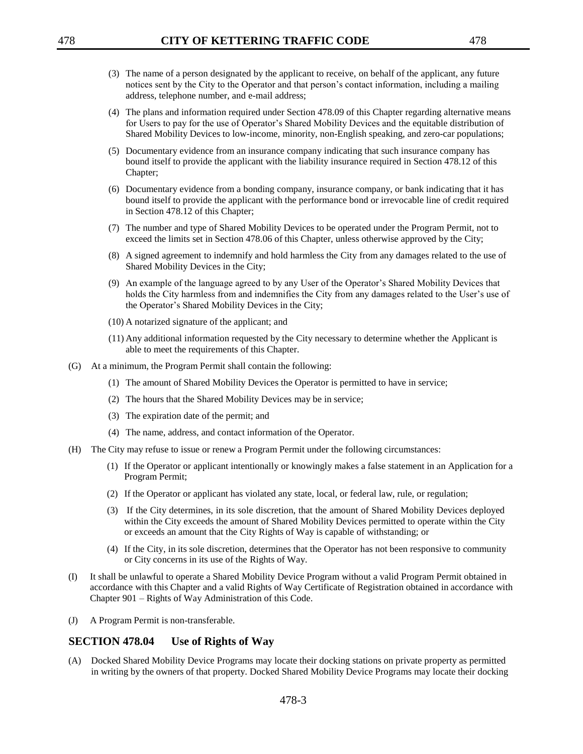(3) The name of a person designated by the applicant to receive, on behalf of the applicant, any future notices sent by the City to the Operator and that person's contact information, including a mailing address, telephone number, and e-mail address;

(4) The plans and information required under Section 478.09 of this Chapter regarding alternative means for Users to pay for the use of Operator's Shared Mobility Devices and the equitable distribution of Shared Mobility Devices to low-income, minority, non-English speaking, and zero-car populations;

(5) Documentary evidence from an insurance company indicating that such insurance company has bound itself to provide the applicant with the liability insurance required in Section 478.12 of this Chapter;

(6) Documentary evidence from a bonding company, insurance company, or bank indicating that it has bound itself to provide the applicant with the performance bond or irrevocable line of credit required in Section 478.12 of this Chapter;

(7) The number and type of Shared Mobility Devices to be operated under the Program Permit, not to exceed the limits set in Section 478.06 of this Chapter, unless otherwise approved by the City;

(8) A signed agreement to indemnify and hold harmless the City from any damages related to the use of Shared Mobility Devices in the City;

(9) An example of the language agreed to by any User of the Operator's Shared Mobility Devices that holds the City harmless from and indemnifies the City from any damages related to the User's use of the Operator's Shared Mobility Devices in the City;

(10) A notarized signature of the applicant; and

(11) Any additional information requested by the City necessary to determine whether the Applicant is able to meet the requirements of this Chapter.

(G) At a minimum, the Program Permit shall contain the following:

(1) The amount of Shared Mobility Devices the Operator is permitted to have in service;

(2) The hours that the Shared Mobility Devices may be in service;

(3) The expiration date of the permit; and

(4) The name, address, and contact information of the Operator.

(H) The City may refuse to issue or renew a Program Permit under the following circumstances:

(1) If the Operator or applicant intentionally or knowingly makes a false statement in an Application for a Program Permit;

(2) If the Operator or applicant has violated any state, local, or federal law, rule, or regulation;

(3) If the City determines, in its sole discretion, that the amount of Shared Mobility Devices deployed within the City exceeds the amount of Shared Mobility Devices permitted to operate within the City or exceeds an amount that the City Rights of Way is capable of withstanding; or

(4) If the City, in its sole discretion, determines that the Operator has not been responsive to community or City concerns in its use of the Rights of Way.

(I) It shall be unlawful to operate a Shared Mobility Device Program without a valid Program Permit obtained in accordance with this Chapter and a valid Rights of Way Certificate of Registration obtained in accordance with Chapter 901 – Rights of Way Administration of this Code.

(J) A Program Permit is non-transferable.

## SECTION 478.04 Use of Rights of Way

(A) Docked Shared Mobility Device Programs may locate their docking stations on private property as permitted in writing by the owners of that property. Docked Shared Mobility Device Programs may locate their docking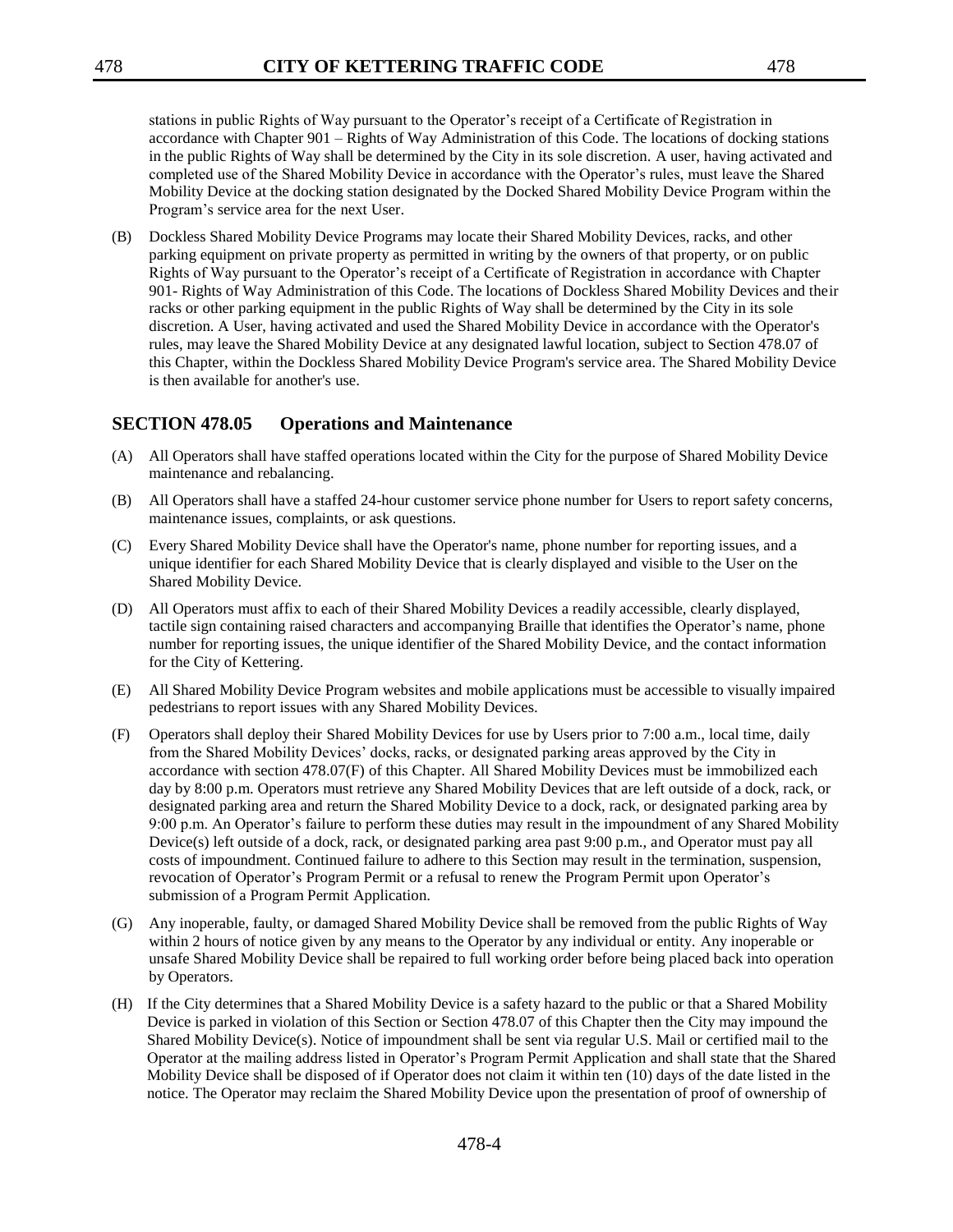stations in public Rights of Way pursuant to the Operator's receipt of a Certificate of Registration in accordance with Chapter 901 – Rights of Way Administration of this Code. The locations of docking stations in the public Rights of Way shall be determined by the City in its sole discretion. A user, having activated and completed use of the Shared Mobility Device in accordance with the Operator's rules, must leave the Shared Mobility Device at the docking station designated by the Docked Shared Mobility Device Program within the Program's service area for the next User.

(B) Dockless Shared Mobility Device Programs may locate their Shared Mobility Devices, racks, and other parking equipment on private property as permitted in writing by the owners of that property, or on public Rights of Way pursuant to the Operator's receipt of a Certificate of Registration in accordance with Chapter 901- Rights of Way Administration of this Code. The locations of Dockless Shared Mobility Devices and their racks or other parking equipment in the public Rights of Way shall be determined by the City in its sole discretion. A User, having activated and used the Shared Mobility Device in accordance with the Operator's rules, may leave the Shared Mobility Device at any designated lawful location, subject to Section 478.07 of this Chapter, within the Dockless Shared Mobility Device Program's service area. The Shared Mobility Device is then available for another's use.

## SECTION 478.05 Operations and Maintenance

(A) All Operators shall have staffed operations located within the City for the purpose of Shared Mobility Device maintenance and rebalancing.

(B) All Operators shall have a staffed 24-hour customer service phone number for Users to report safety concerns, maintenance issues, complaints, or ask questions.

(C) Every Shared Mobility Device shall have the Operator's name, phone number for reporting issues, and a unique identifier for each Shared Mobility Device that is clearly displayed and visible to the User on the Shared Mobility Device.

(D) All Operators must affix to each of their Shared Mobility Devices a readily accessible, clearly displayed, tactile sign containing raised characters and accompanying Braille that identifies the Operator's name, phone number for reporting issues, the unique identifier of the Shared Mobility Device, and the contact information for the City of Kettering.

(E) All Shared Mobility Device Program websites and mobile applications must be accessible to visually impaired pedestrians to report issues with any Shared Mobility Devices.

(F) Operators shall deploy their Shared Mobility Devices for use by Users prior to 7:00 a.m., local time, daily from the Shared Mobility Devices' docks, racks, or designated parking areas approved by the City in accordance with section 478.07(F) of this Chapter. All Shared Mobility Devices must be immobilized each day by 8:00 p.m. Operators must retrieve any Shared Mobility Devices that are left outside of a dock, rack, or designated parking area and return the Shared Mobility Device to a dock, rack, or designated parking area by 9:00 p.m. An Operator's failure to perform these duties may result in the impoundment of any Shared Mobility Device(s) left outside of a dock, rack, or designated parking area past 9:00 p.m., and Operator must pay all costs of impoundment. Continued failure to adhere to this Section may result in the termination, suspension, revocation of Operator's Program Permit or a refusal to renew the Program Permit upon Operator's submission of a Program Permit Application.

(G) Any inoperable, faulty, or damaged Shared Mobility Device shall be removed from the public Rights of Way within 2 hours of notice given by any means to the Operator by any individual or entity. Any inoperable or unsafe Shared Mobility Device shall be repaired to full working order before being placed back into operation by Operators.

(H) If the City determines that a Shared Mobility Device is a safety hazard to the public or that a Shared Mobility Device is parked in violation of this Section or Section 478.07 of this Chapter then the City may impound the Shared Mobility Device(s). Notice of impoundment shall be sent via regular U.S. Mail or certified mail to the Operator at the mailing address listed in Operator's Program Permit Application and shall state that the Shared Mobility Device shall be disposed of if Operator does not claim it within ten (10) days of the date listed in the notice. The Operator may reclaim the Shared Mobility Device upon the presentation of proof of ownership of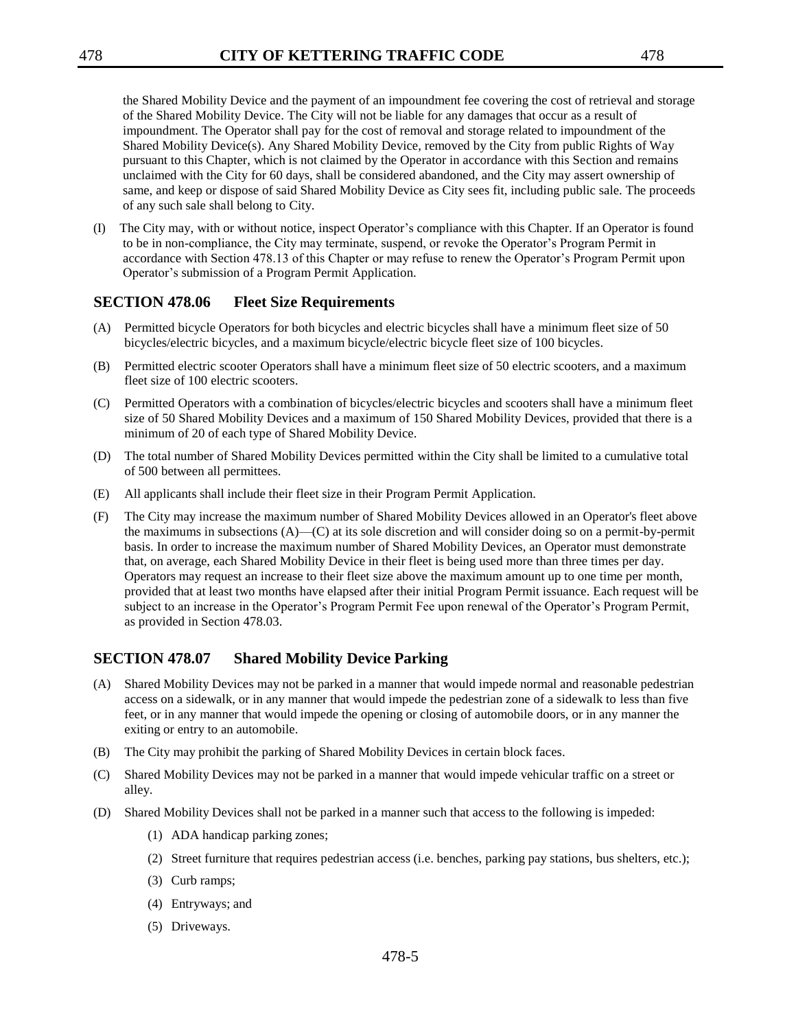the Shared Mobility Device and the payment of an impoundment fee covering the cost of retrieval and storage of the Shared Mobility Device. The City will not be liable for any damages that occur as a result of impoundment. The Operator shall pay for the cost of removal and storage related to impoundment of the Shared Mobility Device(s). Any Shared Mobility Device, removed by the City from public Rights of Way pursuant to this Chapter, which is not claimed by the Operator in accordance with this Section and remains unclaimed with the City for 60 days, shall be considered abandoned, and the City may assert ownership of same, and keep or dispose of said Shared Mobility Device as City sees fit, including public sale. The proceeds of any such sale shall belong to City.

(I) The City may, with or without notice, inspect Operator's compliance with this Chapter. If an Operator is found to be in non-compliance, the City may terminate, suspend, or revoke the Operator's Program Permit in accordance with Section 478.13 of this Chapter or may refuse to renew the Operator's Program Permit upon Operator's submission of a Program Permit Application.

## SECTION 478.06 Fleet Size Requirements

(A) Permitted bicycle Operators for both bicycles and electric bicycles shall have a minimum fleet size of 50 bicycles/electric bicycles, and a maximum bicycle/electric bicycle fleet size of 100 bicycles.

(B) Permitted electric scooter Operators shall have a minimum fleet size of 50 electric scooters, and a maximum fleet size of 100 electric scooters.

(C) Permitted Operators with a combination of bicycles/electric bicycles and scooters shall have a minimum fleet size of 50 Shared Mobility Devices and a maximum of 150 Shared Mobility Devices, provided that there is a minimum of 20 of each type of Shared Mobility Device.

(D) The total number of Shared Mobility Devices permitted within the City shall be limited to a cumulative total of 500 between all permittees.

(E) All applicants shall include their fleet size in their Program Permit Application.

(F) The City may increase the maximum number of Shared Mobility Devices allowed in an Operator's fleet above the maximums in subsections (A)—(C) at its sole discretion and will consider doing so on a permit-by-permit basis. In order to increase the maximum number of Shared Mobility Devices, an Operator must demonstrate that, on average, each Shared Mobility Device in their fleet is being used more than three times per day. Operators may request an increase to their fleet size above the maximum amount up to one time per month, provided that at least two months have elapsed after their initial Program Permit issuance. Each request will be subject to an increase in the Operator's Program Permit Fee upon renewal of the Operator's Program Permit, as provided in Section 478.03.

## SECTION 478.07 Shared Mobility Device Parking

(A) Shared Mobility Devices may not be parked in a manner that would impede normal and reasonable pedestrian access on a sidewalk, or in any manner that would impede the pedestrian zone of a sidewalk to less than five feet, or in any manner that would impede the opening or closing of automobile doors, or in any manner the exiting or entry to an automobile.

(B) The City may prohibit the parking of Shared Mobility Devices in certain block faces.

(C) Shared Mobility Devices may not be parked in a manner that would impede vehicular traffic on a street or alley.

(D) Shared Mobility Devices shall not be parked in a manner such that access to the following is impeded:

(1) ADA handicap parking zones;

(2) Street furniture that requires pedestrian access (i.e. benches, parking pay stations, bus shelters, etc.);

(3) Curb ramps;

(4) Entryways; and

(5) Driveways.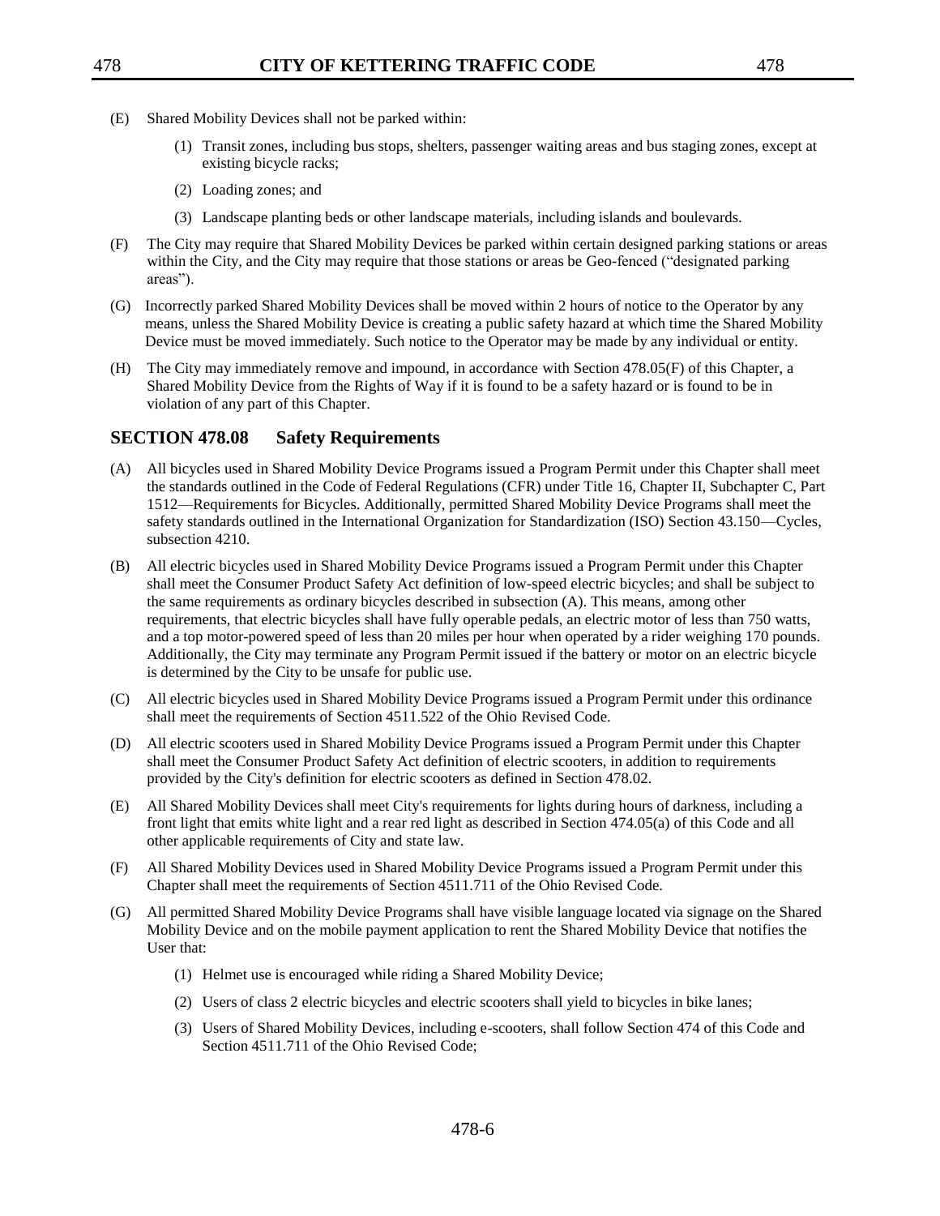(E) Shared Mobility Devices shall not be parked within:

(1) Transit zones, including bus stops, shelters, passenger waiting areas and bus staging zones, except at existing bicycle racks;

(2) Loading zones; and

(3) Landscape planting beds or other landscape materials, including islands and boulevards.

(F) The City may require that Shared Mobility Devices be parked within certain designed parking stations or areas within the City, and the City may require that those stations or areas be Geo-fenced ("designated parking areas").

(G) Incorrectly parked Shared Mobility Devices shall be moved within 2 hours of notice to the Operator by any means, unless the Shared Mobility Device is creating a public safety hazard at which time the Shared Mobility Device must be moved immediately. Such notice to the Operator may be made by any individual or entity.

(H) The City may immediately remove and impound, in accordance with Section 478.05(F) of this Chapter, a Shared Mobility Device from the Rights of Way if it is found to be a safety hazard or is found to be in violation of any part of this Chapter.

## SECTION 478.08 Safety Requirements

(A) All bicycles used in Shared Mobility Device Programs issued a Program Permit under this Chapter shall meet the standards outlined in the Code of Federal Regulations (CFR) under Title 16, Chapter II, Subchapter C, Part 1512—Requirements for Bicycles. Additionally, permitted Shared Mobility Device Programs shall meet the safety standards outlined in the International Organization for Standardization (ISO) Section 43.150—Cycles, subsection 4210.

(B) All electric bicycles used in Shared Mobility Device Programs issued a Program Permit under this Chapter shall meet the Consumer Product Safety Act definition of low-speed electric bicycles; and shall be subject to the same requirements as ordinary bicycles described in subsection (A). This means, among other requirements, that electric bicycles shall have fully operable pedals, an electric motor of less than 750 watts, and a top motor-powered speed of less than 20 miles per hour when operated by a rider weighing 170 pounds. Additionally, the City may terminate any Program Permit issued if the battery or motor on an electric bicycle is determined by the City to be unsafe for public use.

(C) All electric bicycles used in Shared Mobility Device Programs issued a Program Permit under this ordinance shall meet the requirements of Section 4511.522 of the Ohio Revised Code.

(D) All electric scooters used in Shared Mobility Device Programs issued a Program Permit under this Chapter shall meet the Consumer Product Safety Act definition of electric scooters, in addition to requirements provided by the City's definition for electric scooters as defined in Section 478.02.

(E) All Shared Mobility Devices shall meet City's requirements for lights during hours of darkness, including a front light that emits white light and a rear red light as described in Section 474.05(a) of this Code and all other applicable requirements of City and state law.

(F) All Shared Mobility Devices used in Shared Mobility Device Programs issued a Program Permit under this Chapter shall meet the requirements of Section 4511.711 of the Ohio Revised Code.

(G) All permitted Shared Mobility Device Programs shall have visible language located via signage on the Shared Mobility Device and on the mobile payment application to rent the Shared Mobility Device that notifies the User that:

(1) Helmet use is encouraged while riding a Shared Mobility Device;

(2) Users of class 2 electric bicycles and electric scooters shall yield to bicycles in bike lanes;

(3) Users of Shared Mobility Devices, including e-scooters, shall follow Section 474 of this Code and Section 4511.711 of the Ohio Revised Code;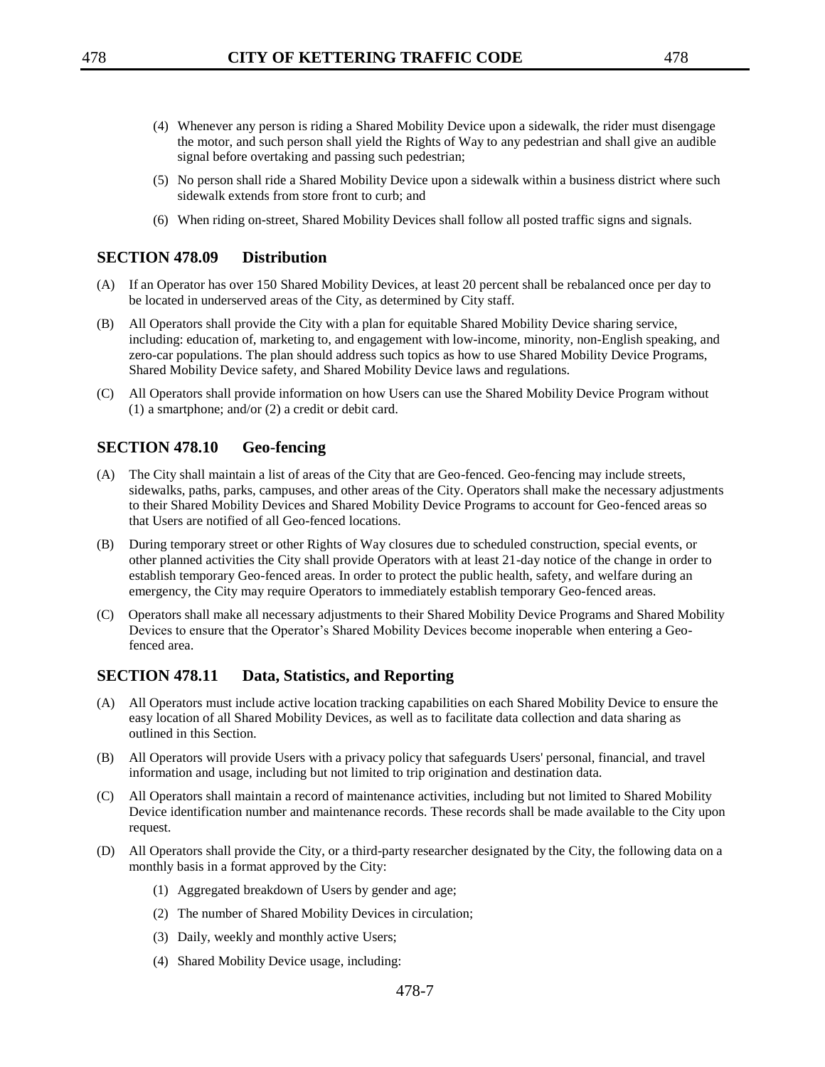(4) Whenever any person is riding a Shared Mobility Device upon a sidewalk, the rider must disengage the motor, and such person shall yield the Rights of Way to any pedestrian and shall give an audible signal before overtaking and passing such pedestrian;

(5) No person shall ride a Shared Mobility Device upon a sidewalk within a business district where such sidewalk extends from store front to curb; and

(6) When riding on-street, Shared Mobility Devices shall follow all posted traffic signs and signals.

## SECTION 478.09 Distribution

(A) If an Operator has over 150 Shared Mobility Devices, at least 20 percent shall be rebalanced once per day to be located in underserved areas of the City, as determined by City staff.

(B) All Operators shall provide the City with a plan for equitable Shared Mobility Device sharing service, including: education of, marketing to, and engagement with low-income, minority, non-English speaking, and zero-car populations. The plan should address such topics as how to use Shared Mobility Device Programs, Shared Mobility Device safety, and Shared Mobility Device laws and regulations.

(C) All Operators shall provide information on how Users can use the Shared Mobility Device Program without (1) a smartphone; and/or (2) a credit or debit card.

## SECTION 478.10 Geo-fencing

(A) The City shall maintain a list of areas of the City that are Geo-fenced. Geo-fencing may include streets, sidewalks, paths, parks, campuses, and other areas of the City. Operators shall make the necessary adjustments to their Shared Mobility Devices and Shared Mobility Device Programs to account for Geo-fenced areas so that Users are notified of all Geo-fenced locations.

(B) During temporary street or other Rights of Way closures due to scheduled construction, special events, or other planned activities the City shall provide Operators with at least 21-day notice of the change in order to establish temporary Geo-fenced areas. In order to protect the public health, safety, and welfare during an emergency, the City may require Operators to immediately establish temporary Geo-fenced areas.

(C) Operators shall make all necessary adjustments to their Shared Mobility Device Programs and Shared Mobility Devices to ensure that the Operator's Shared Mobility Devices become inoperable when entering a Geo-fenced area.

## SECTION 478.11 Data, Statistics, and Reporting

(A) All Operators must include active location tracking capabilities on each Shared Mobility Device to ensure the easy location of all Shared Mobility Devices, as well as to facilitate data collection and data sharing as outlined in this Section.

(B) All Operators will provide Users with a privacy policy that safeguards Users' personal, financial, and travel information and usage, including but not limited to trip origination and destination data.

(C) All Operators shall maintain a record of maintenance activities, including but not limited to Shared Mobility Device identification number and maintenance records. These records shall be made available to the City upon request.

(D) All Operators shall provide the City, or a third-party researcher designated by the City, the following data on a monthly basis in a format approved by the City:

(1) Aggregated breakdown of Users by gender and age;

(2) The number of Shared Mobility Devices in circulation;

(3) Daily, weekly and monthly active Users;

(4) Shared Mobility Device usage, including: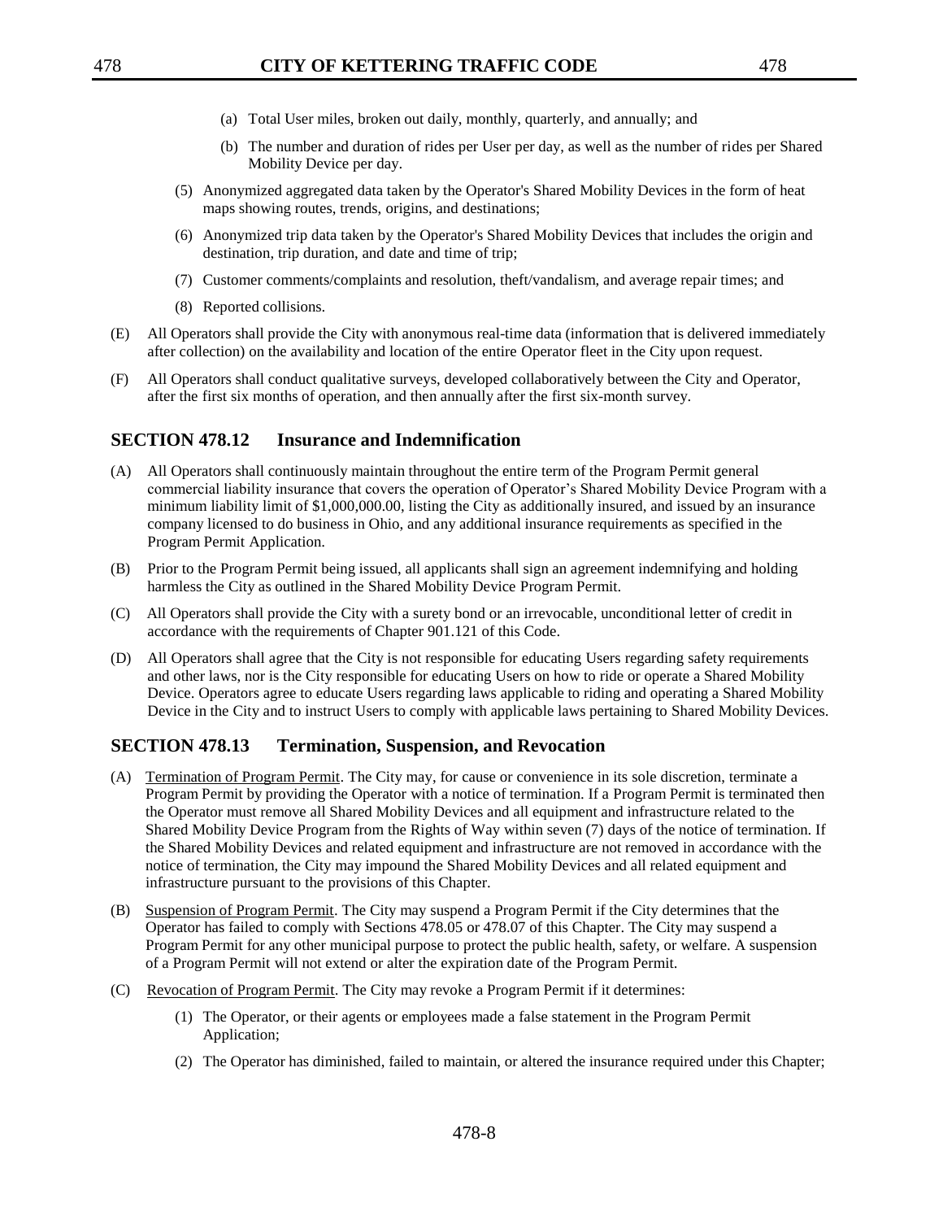(a) Total User miles, broken out daily, monthly, quarterly, and annually; and

(b) The number and duration of rides per User per day, as well as the number of rides per Shared Mobility Device per day.

(5) Anonymized aggregated data taken by the Operator's Shared Mobility Devices in the form of heat maps showing routes, trends, origins, and destinations;

(6) Anonymized trip data taken by the Operator's Shared Mobility Devices that includes the origin and destination, trip duration, and date and time of trip;

(7) Customer comments/complaints and resolution, theft/vandalism, and average repair times; and

(8) Reported collisions.

(E) All Operators shall provide the City with anonymous real-time data (information that is delivered immediately after collection) on the availability and location of the entire Operator fleet in the City upon request.

(F) All Operators shall conduct qualitative surveys, developed collaboratively between the City and Operator, after the first six months of operation, and then annually after the first six-month survey.

## SECTION 478.12 Insurance and Indemnification

(A) All Operators shall continuously maintain throughout the entire term of the Program Permit general commercial liability insurance that covers the operation of Operator's Shared Mobility Device Program with a minimum liability limit of $1,000,000.00, listing the City as additionally insured, and issued by an insurance company licensed to do business in Ohio, and any additional insurance requirements as specified in the Program Permit Application.

(B) Prior to the Program Permit being issued, all applicants shall sign an agreement indemnifying and holding harmless the City as outlined in the Shared Mobility Device Program Permit.

(C) All Operators shall provide the City with a surety bond or an irrevocable, unconditional letter of credit in accordance with the requirements of Chapter 901.121 of this Code.

(D) All Operators shall agree that the City is not responsible for educating Users regarding safety requirements and other laws, nor is the City responsible for educating Users on how to ride or operate a Shared Mobility Device. Operators agree to educate Users regarding laws applicable to riding and operating a Shared Mobility Device in the City and to instruct Users to comply with applicable laws pertaining to Shared Mobility Devices.

## SECTION 478.13 Termination, Suspension, and Revocation

(A) Termination of Program Permit. The City may, for cause or convenience in its sole discretion, terminate a Program Permit by providing the Operator with a notice of termination. If a Program Permit is terminated then the Operator must remove all Shared Mobility Devices and all equipment and infrastructure related to the Shared Mobility Device Program from the Rights of Way within seven (7) days of the notice of termination. If the Shared Mobility Devices and related equipment and infrastructure are not removed in accordance with the notice of termination, the City may impound the Shared Mobility Devices and all related equipment and infrastructure pursuant to the provisions of this Chapter.

(B) Suspension of Program Permit. The City may suspend a Program Permit if the City determines that the Operator has failed to comply with Sections 478.05 or 478.07 of this Chapter. The City may suspend a Program Permit for any other municipal purpose to protect the public health, safety, or welfare. A suspension of a Program Permit will not extend or alter the expiration date of the Program Permit.

(C) Revocation of Program Permit. The City may revoke a Program Permit if it determines:

(1) The Operator, or their agents or employees made a false statement in the Program Permit Application;

(2) The Operator has diminished, failed to maintain, or altered the insurance required under this Chapter;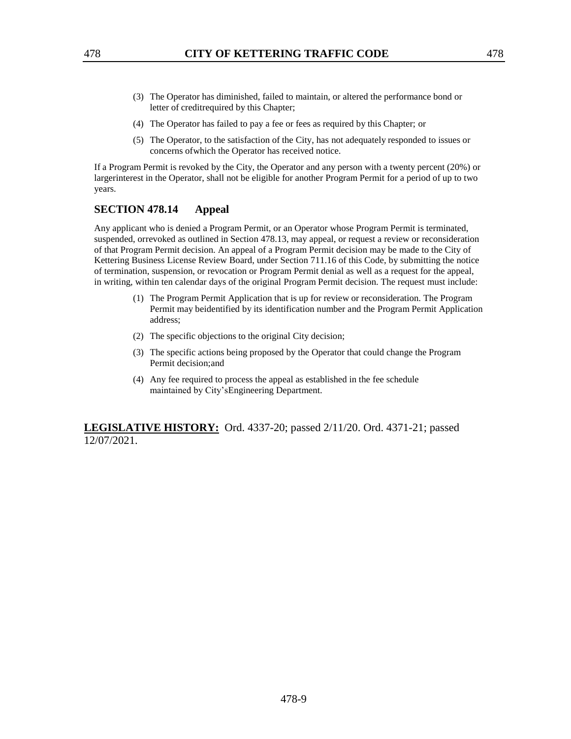(3) The Operator has diminished, failed to maintain, or altered the performance bond or letter of creditrequired by this Chapter;

(4) The Operator has failed to pay a fee or fees as required by this Chapter; or

(5) The Operator, to the satisfaction of the City, has not adequately responded to issues or concerns ofwhich the Operator has received notice.

If a Program Permit is revoked by the City, the Operator and any person with a twenty percent (20%) or largerinterest in the Operator, shall not be eligible for another Program Permit for a period of up to two years.

## SECTION 478.14 Appeal

Any applicant who is denied a Program Permit, or an Operator whose Program Permit is terminated, suspended, orrevoked as outlined in Section 478.13, may appeal, or request a review or reconsideration of that Program Permit decision. An appeal of a Program Permit decision may be made to the City of Kettering Business License Review Board, under Section 711.16 of this Code, by submitting the notice of termination, suspension, or revocation or Program Permit denial as well as a request for the appeal, in writing, within ten calendar days of the original Program Permit decision. The request must include:

(1) The Program Permit Application that is up for review or reconsideration. The Program Permit may beidentified by its identification number and the Program Permit Application address;

(2) The specific objections to the original City decision;

(3) The specific actions being proposed by the Operator that could change the Program Permit decision;and

(4) Any fee required to process the appeal as established in the fee schedule maintained by City'sEngineering Department.

**LEGISLATIVE HISTORY:** Ord. 4337-20; passed 2/11/20. Ord. 4371-21; passed 12/07/2021.